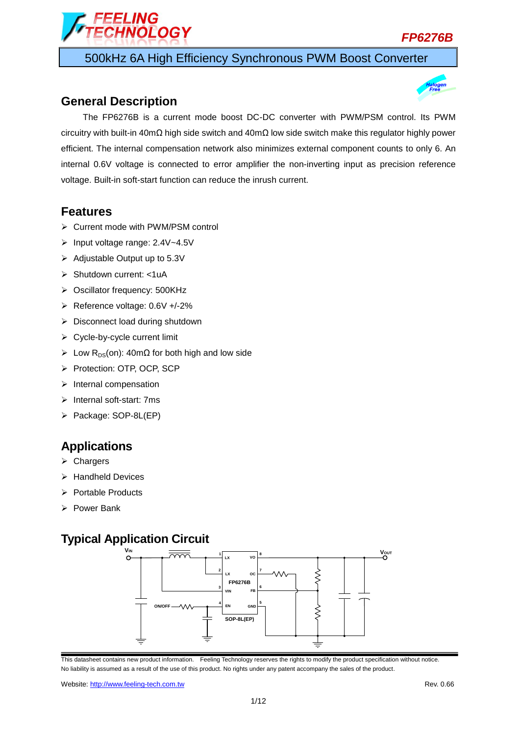# FP6276B

## 500kHz 6A High Efficiency Synchronous PWM Boost Converter

## General Description

The FP6276B is a current mode boost DC-DC converter with PWM/PSM control. Its PWM circuitry with built-in 40mΩ high side switch and 40mΩ low side switch make this regulator highly power efficient. The internal compensation network also minimizes external component counts to only 6. An internal 0.6V voltage is connected to error amplifier the non-inverting input as precision reference voltage. Built-in soft-start function can reduce the inrush current.

## Features

- Current mode with PWM/PSM control
- Input voltage range: 2.4V~4.5V
- Adjustable Output up to 5.3V
- Shutdown current: <1uA
- Oscillator frequency: 500KHz
- Reference voltage: 0.6V +/-2%
- Disconnect load during shutdown
- Cycle-by-cycle current limit
- Low $R_{DS}$(on): 40mΩ for both high and low side
- Protection: OTP, OCP, SCP
- Internal compensation
- Internal soft-start: 7ms
- Package: SOP-8L(EP)

## Applications

- Chargers
- Handheld Devices
- Portable Products
- Power Bank

## Typical Application Circuit

This datasheet contains new product information. Feeling Technology reserves the rights to modify the product specification without notice. No liability is assumed as a result of the use of this product. No rights under any patent accompany the sales of the product.

Website: http://www.feeling-tech.com.tw

Rev. 0.66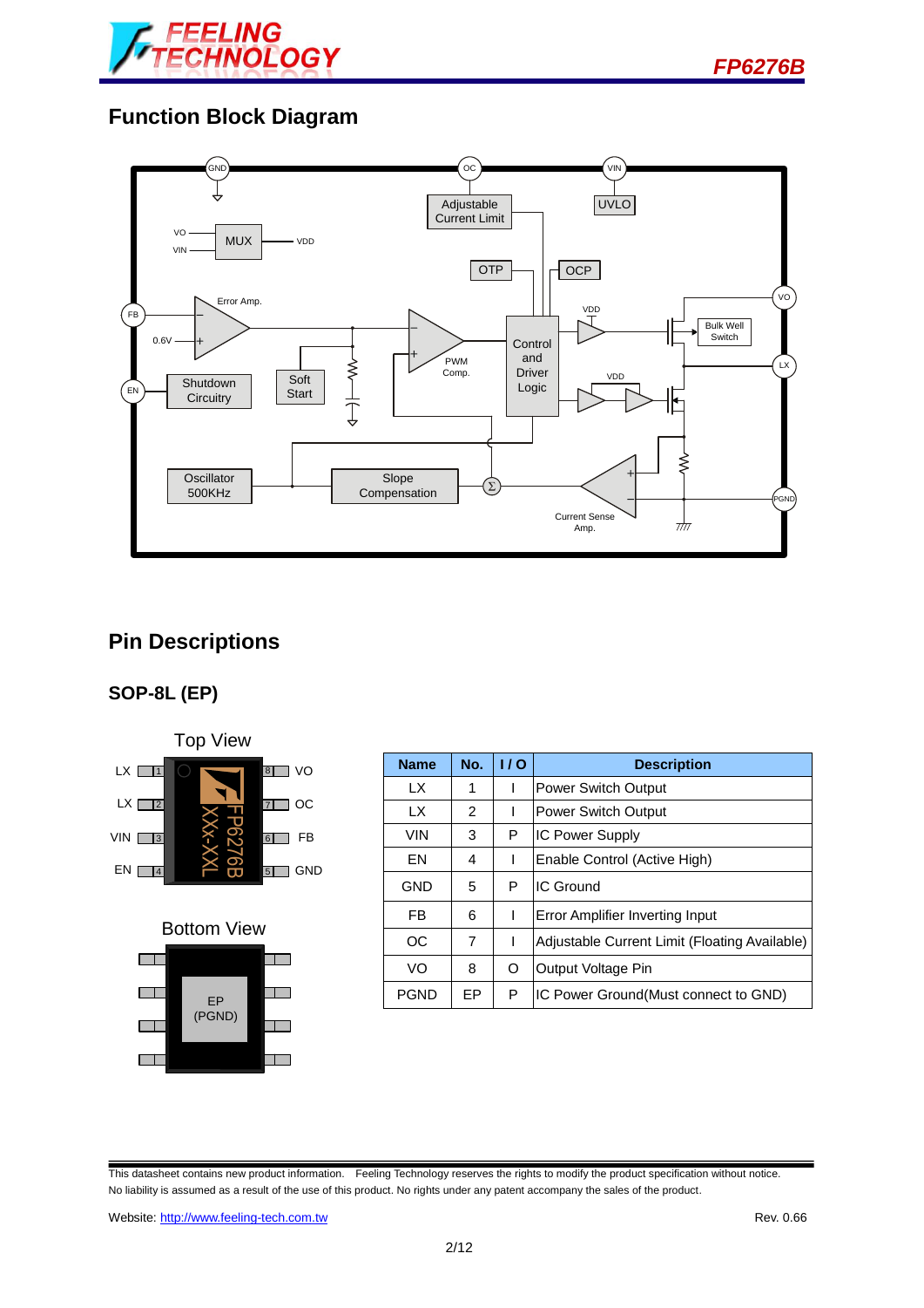## Function Block Diagram

## Pin Descriptions

### SOP-8L (EP)

Top View

Bottom View

| Name | No. | I / O | Description |
|---|---|---|---|
| LX | 1 | I | Power Switch Output |
| LX | 2 | I | Power Switch Output |
| VIN | 3 | P | IC Power Supply |
| EN | 4 | I | Enable Control (Active High) |
| GND | 5 | P | IC Ground |
| FB | 6 | I | Error Amplifier Inverting Input |
| OC | 7 | I | Adjustable Current Limit (Floating Available) |
| VO | 8 | O | Output Voltage Pin |
| PGND | EP | P | IC Power Ground(Must connect to GND) |

This datasheet contains new product information. Feeling Technology reserves the rights to modify the product specification without notice. No liability is assumed as a result of the use of this product. No rights under any patent accompany the sales of the product.

Website: http://www.feeling-tech.com.tw Rev. 0.66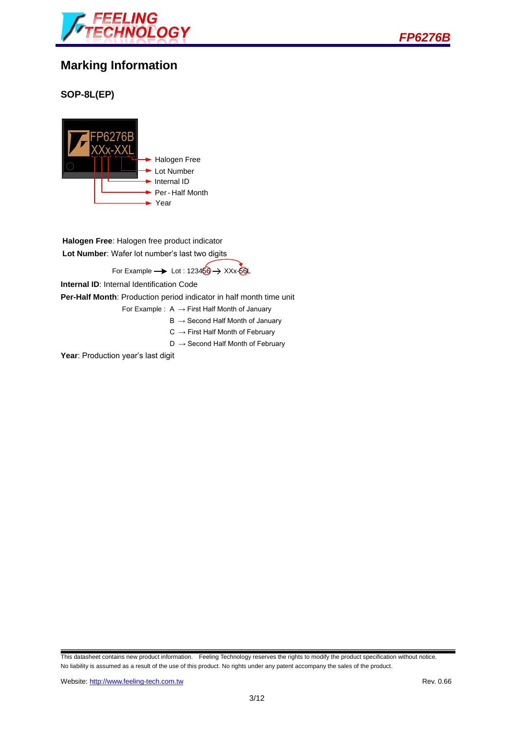# Marking Information

## SOP-8L(EP)

FP6276B
XXx-XXL

- Halogen Free
- Lot Number
- Internal ID
- Per - Half Month
- Year

**Halogen Free**: Halogen free product indicator

**Lot Number**: Wafer lot number's last two digits

For Example → Lot : 123456 → XXx-56L

**Internal ID**: Internal Identification Code

**Per-Half Month**: Production period indicator in half month time unit

For Example : A → First Half Month of January

B → Second Half Month of January

C → First Half Month of February

D → Second Half Month of February

**Year**: Production year's last digit

This datasheet contains new product information. Feeling Technology reserves the rights to modify the product specification without notice. No liability is assumed as a result of the use of this product. No rights under any patent accompany the sales of the product.

Website: http://www.feeling-tech.com.tw

Rev. 0.66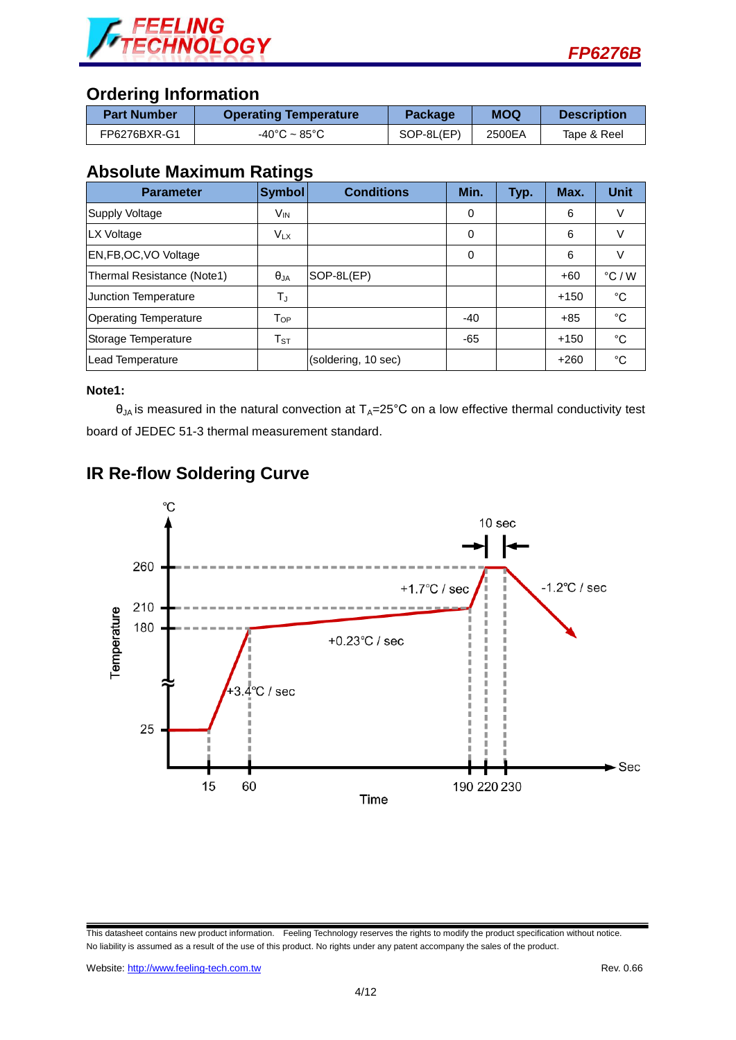## Ordering Information

| Part Number | Operating Temperature | Package | MOQ | Description |
|---|---|---|---|---|
| FP6276BXR-G1 | -40°C ~ 85°C | SOP-8L(EP) | 2500EA | Tape & Reel |

## Absolute Maximum Ratings

| Parameter | Symbol | Conditions | Min. | Typ. | Max. | Unit |
|---|---|---|---|---|---|---|
| Supply Voltage | $V_{IN}$ | | 0 | | 6 | V |
| LX Voltage | $V_{LX}$ | | 0 | | 6 | V |
| EN,FB,OC,VO Voltage | | | 0 | | 6 | V |
| Thermal Resistance (Note1) | $\theta_{JA}$ | SOP-8L(EP) | | | +60 | °C / W |
| Junction Temperature | $T_J$ | | | | +150 | °C |
| Operating Temperature | $T_{OP}$ | | -40 | | +85 | °C |
| Storage Temperature | $T_{ST}$ | | -65 | | +150 | °C |
| Lead Temperature | | (soldering, 10 sec) | | | +260 | °C |

**Note1:**

$\theta_{JA}$ is measured in the natural convection at $T_A$=25°C on a low effective thermal conductivity test board of JEDEC 51-3 thermal measurement standard.

## IR Re-flow Soldering Curve

℃

10 sec

260

210

180

25

Temperature

+1.7℃ / sec

-1.2℃ / sec

+0.23℃ / sec

+3.4℃ / sec

15 60 190 220 230

Sec

Time

This datasheet contains new product information. Feeling Technology reserves the rights to modify the product specification without notice. No liability is assumed as a result of the use of this product. No rights under any patent accompany the sales of the product.

Website: http://www.feeling-tech.com.tw Rev. 0.66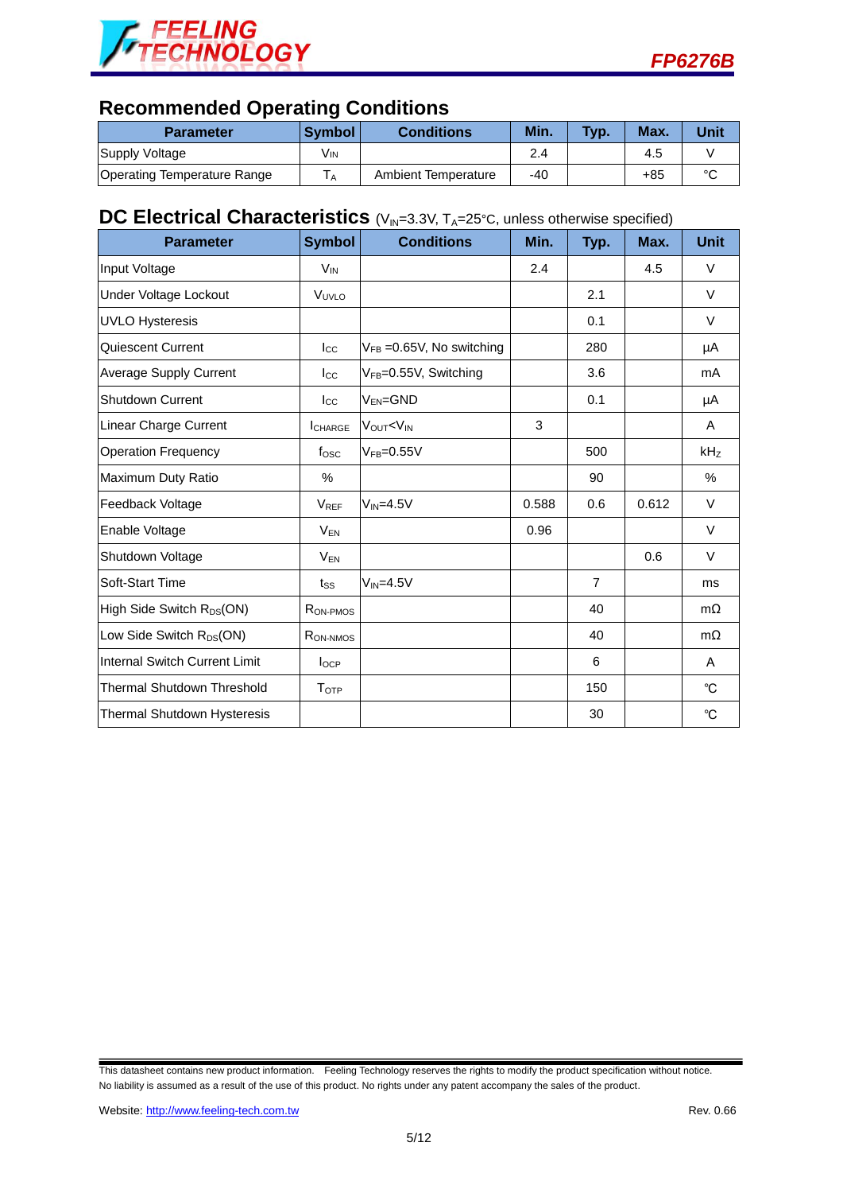## Recommended Operating Conditions

| Parameter | Symbol | Conditions | Min. | Typ. | Max. | Unit |
|---|---|---|---|---|---|---|
| Supply Voltage | $V_{IN}$ | | 2.4 | | 4.5 | V |
| Operating Temperature Range | $T_A$ | Ambient Temperature | -40 | | +85 | °C |

## DC Electrical Characteristics ($V_{IN}$=3.3V, $T_A$=25°C, unless otherwise specified)

| Parameter | Symbol | Conditions | Min. | Typ. | Max. | Unit |
|---|---|---|---|---|---|---|
| Input Voltage | $V_{IN}$ | | 2.4 | | 4.5 | V |
| Under Voltage Lockout | $V_{UVLO}$ | | | 2.1 | | V |
| UVLO Hysteresis | | | | 0.1 | | V |
| Quiescent Current | $I_{CC}$ | $V_{FB}$ =0.65V, No switching | | 280 | | µA |
| Average Supply Current | $I_{CC}$ | $V_{FB}$=0.55V, Switching | | 3.6 | | mA |
| Shutdown Current | $I_{CC}$ | $V_{EN}$=GND | | 0.1 | | µA |
| Linear Charge Current | $I_{CHARGE}$ | $V_{OUT}$<$V_{IN}$ | 3 | | | A |
| Operation Frequency | $f_{OSC}$ | $V_{FB}$=0.55V | | 500 | | kHz |
| Maximum Duty Ratio | % | | | 90 | | % |
| Feedback Voltage | $V_{REF}$ | $V_{IN}$=4.5V | 0.588 | 0.6 | 0.612 | V |
| Enable Voltage | $V_{EN}$ | | 0.96 | | | V |
| Shutdown Voltage | $V_{EN}$ | | | | 0.6 | V |
| Soft-Start Time | $t_{SS}$ | $V_{IN}$=4.5V | | 7 | | ms |
| High Side Switch $R_{DS}$(ON) | $R_{ON\text{-}PMOS}$ | | | 40 | | mΩ |
| Low Side Switch $R_{DS}$(ON) | $R_{ON\text{-}NMOS}$ | | | 40 | | mΩ |
| Internal Switch Current Limit | $I_{OCP}$ | | | 6 | | A |
| Thermal Shutdown Threshold | $T_{OTP}$ | | | 150 | | ℃ |
| Thermal Shutdown Hysteresis | | | | 30 | | ℃ |

This datasheet contains new product information. Feeling Technology reserves the rights to modify the product specification without notice. No liability is assumed as a result of the use of this product. No rights under any patent accompany the sales of the product.

Website: http://www.feeling-tech.com.tw Rev. 0.66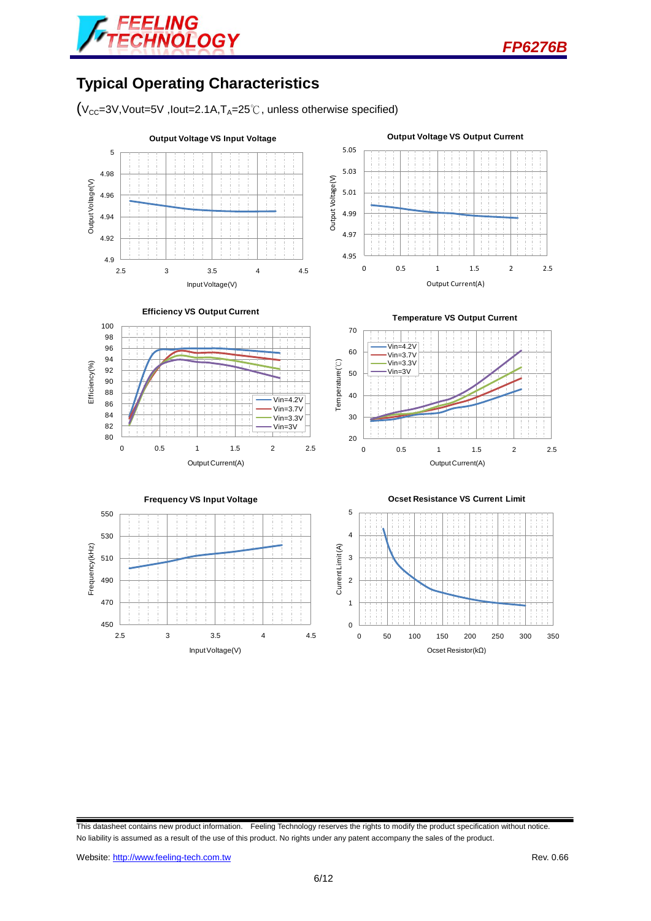# Typical Operating Characteristics

($V_{CC}$=3V,Vout=5V ,Iout=2.1A,$T_A$=25℃, unless otherwise specified)

**Output Voltage VS Input Voltage**

**Output Voltage VS Output Current**

**Efficiency VS Output Current**

**Temperature VS Output Current**

**Frequency VS Input Voltage**

**Ocset Resistance VS Current Limit**

This datasheet contains new product information. Feeling Technology reserves the rights to modify the product specification without notice. No liability is assumed as a result of the use of this product. No rights under any patent accompany the sales of the product.

Website: http://www.feeling-tech.com.tw

Rev. 0.66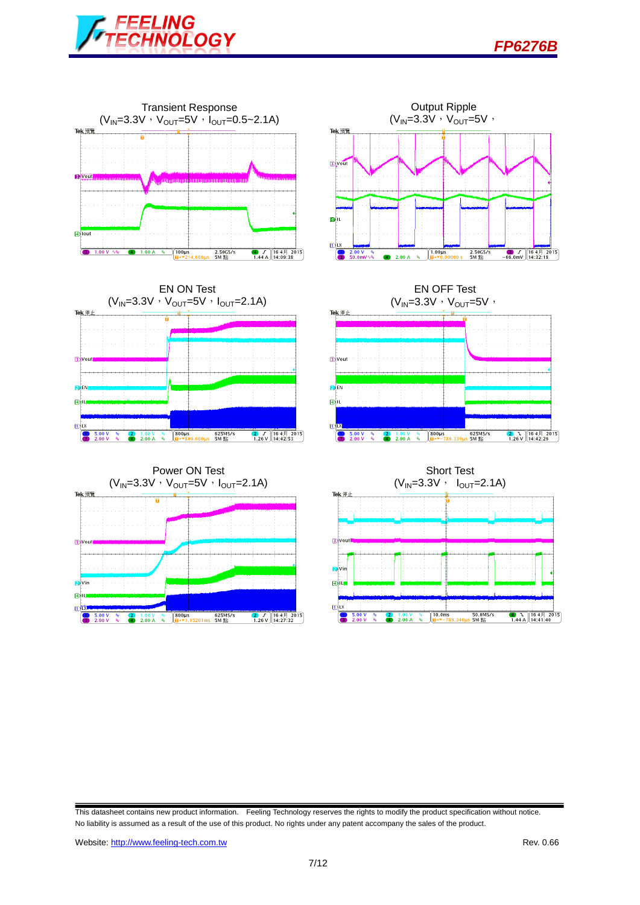Transient Response
($V_{IN}$=3.3V，$V_{OUT}$=5V，$I_{OUT}$=0.5~2.1A)

Output Ripple
($V_{IN}$=3.3V，$V_{OUT}$=5V，

EN ON Test
($V_{IN}$=3.3V，$V_{OUT}$=5V，$I_{OUT}$=2.1A)

EN OFF Test
($V_{IN}$=3.3V，$V_{OUT}$=5V，

Power ON Test
($V_{IN}$=3.3V，$V_{OUT}$=5V，$I_{OUT}$=2.1A)

Short Test
($V_{IN}$=3.3V， $I_{OUT}$=2.1A)

This datasheet contains new product information. Feeling Technology reserves the rights to modify the product specification without notice. No liability is assumed as a result of the use of this product. No rights under any patent accompany the sales of the product.

Website: http://www.feeling-tech.com.tw Rev. 0.66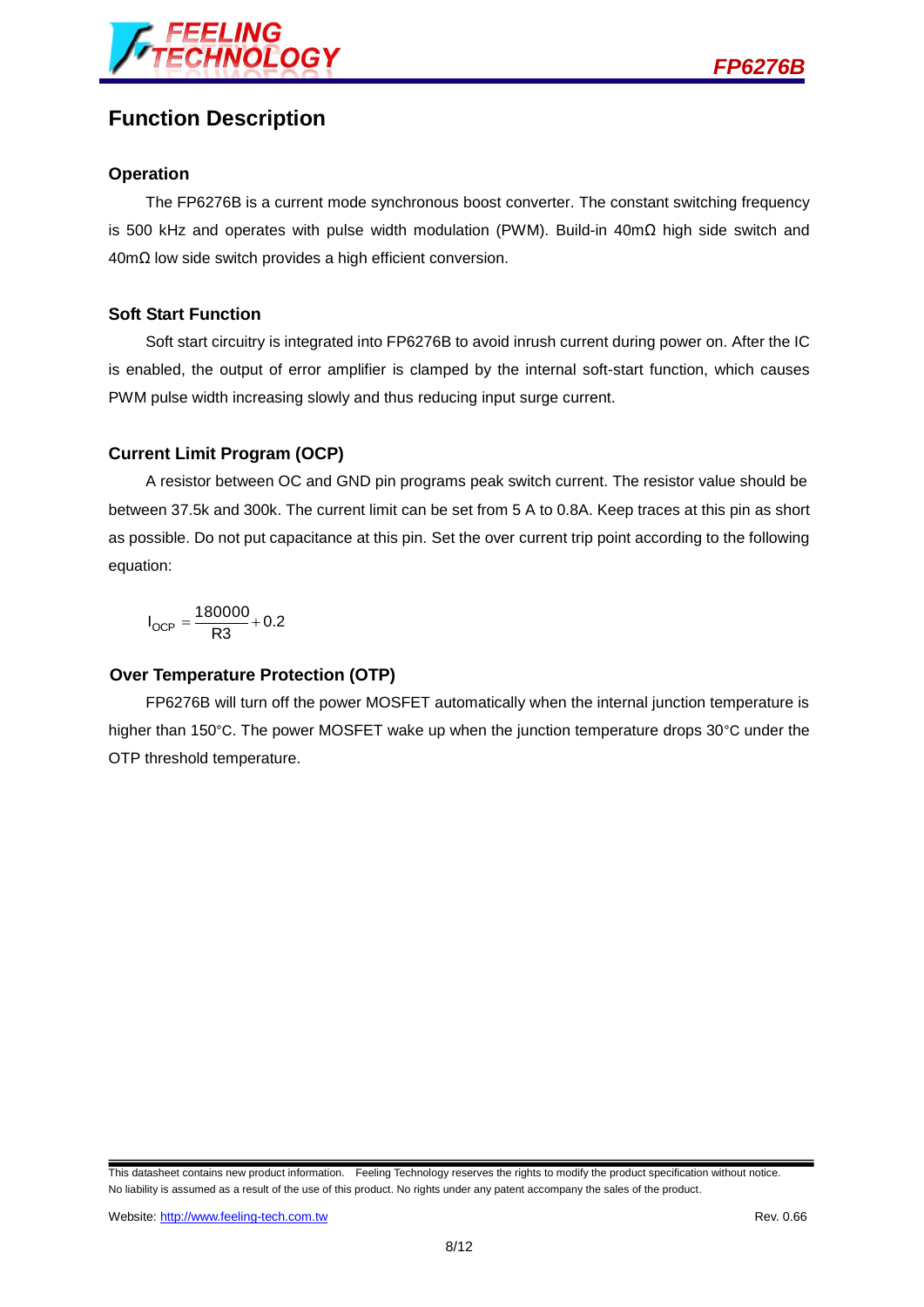# Function Description

## Operation

The FP6276B is a current mode synchronous boost converter. The constant switching frequency is 500 kHz and operates with pulse width modulation (PWM). Build-in 40mΩ high side switch and 40mΩ low side switch provides a high efficient conversion.

## Soft Start Function

Soft start circuitry is integrated into FP6276B to avoid inrush current during power on. After the IC is enabled, the output of error amplifier is clamped by the internal soft-start function, which causes PWM pulse width increasing slowly and thus reducing input surge current.

## Current Limit Program (OCP)

A resistor between OC and GND pin programs peak switch current. The resistor value should be between 37.5k and 300k. The current limit can be set from 5 A to 0.8A. Keep traces at this pin as short as possible. Do not put capacitance at this pin. Set the over current trip point according to the following equation:

$$I_{OCP} = \frac{180000}{R3} + 0.2$$

## Over Temperature Protection (OTP)

FP6276B will turn off the power MOSFET automatically when the internal junction temperature is higher than 150°C. The power MOSFET wake up when the junction temperature drops 30°C under the OTP threshold temperature.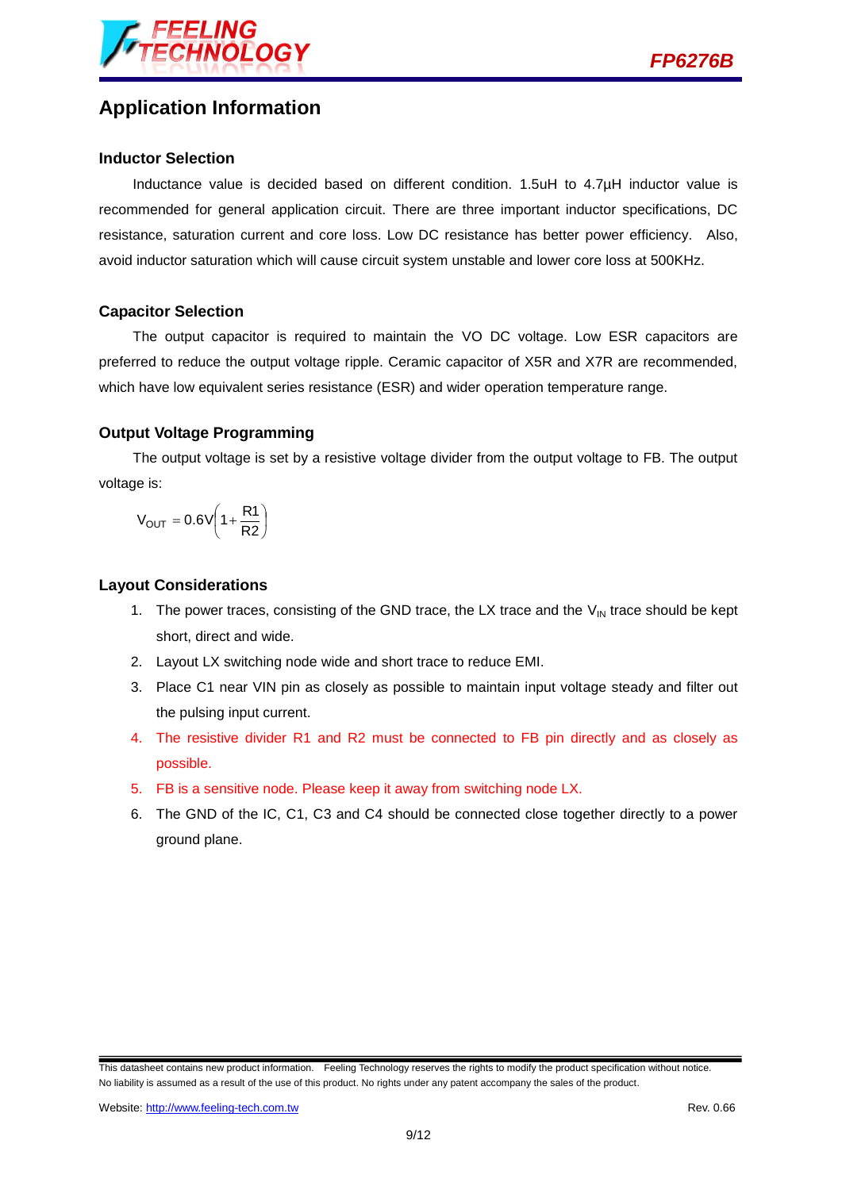## Application Information

### Inductor Selection

Inductance value is decided based on different condition. 1.5uH to 4.7µH inductor value is recommended for general application circuit. There are three important inductor specifications, DC resistance, saturation current and core loss. Low DC resistance has better power efficiency. Also, avoid inductor saturation which will cause circuit system unstable and lower core loss at 500KHz.

### Capacitor Selection

The output capacitor is required to maintain the VO DC voltage. Low ESR capacitors are preferred to reduce the output voltage ripple. Ceramic capacitor of X5R and X7R are recommended, which have low equivalent series resistance (ESR) and wider operation temperature range.

### Output Voltage Programming

The output voltage is set by a resistive voltage divider from the output voltage to FB. The output voltage is:

$$V_{OUT} = 0.6V\left(1 + \frac{R1}{R2}\right)$$

### Layout Considerations

1. The power traces, consisting of the GND trace, the LX trace and the $V_{IN}$ trace should be kept short, direct and wide.
2. Layout LX switching node wide and short trace to reduce EMI.
3. Place C1 near VIN pin as closely as possible to maintain input voltage steady and filter out the pulsing input current.
4. The resistive divider R1 and R2 must be connected to FB pin directly and as closely as possible.
5. FB is a sensitive node. Please keep it away from switching node LX.
6. The GND of the IC, C1, C3 and C4 should be connected close together directly to a power ground plane.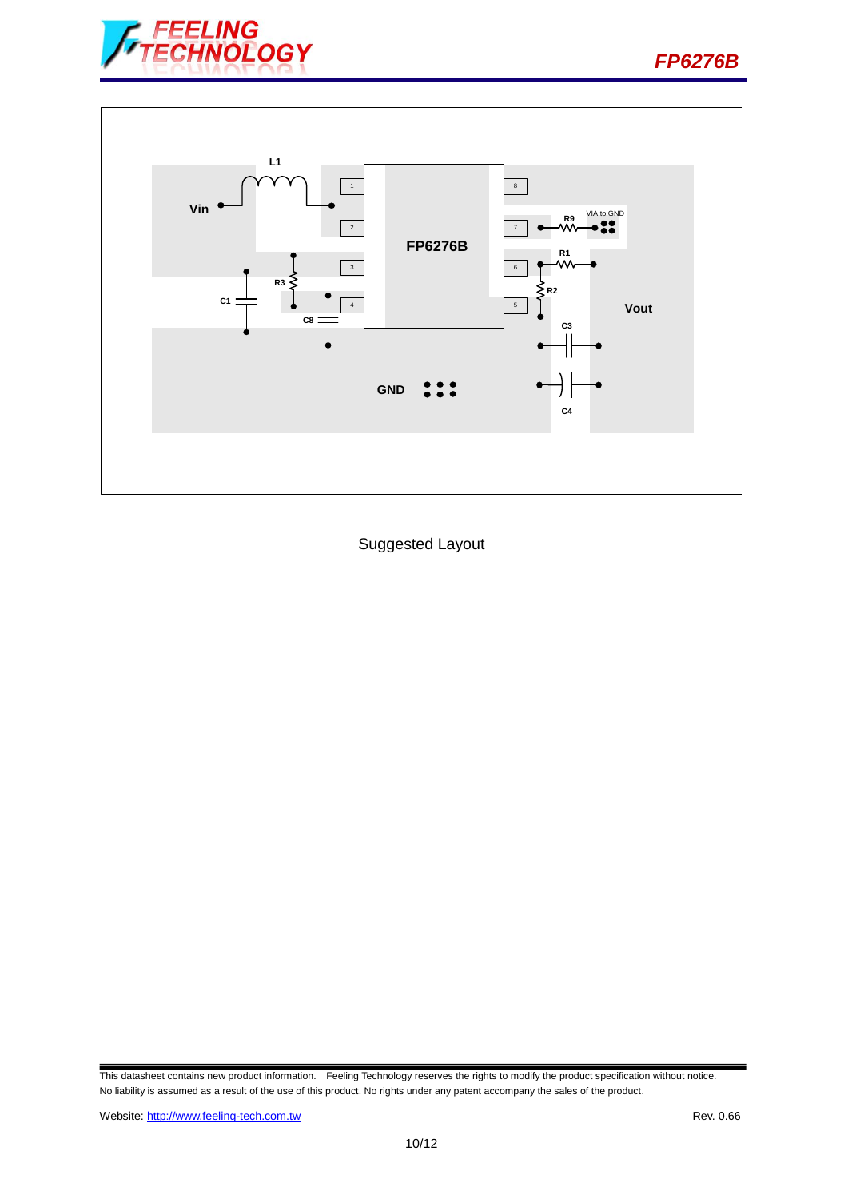Suggested Layout

This datasheet contains new product information. Feeling Technology reserves the rights to modify the product specification without notice.
No liability is assumed as a result of the use of this product. No rights under any patent accompany the sales of the product.

Website: http://www.feeling-tech.com.tw

Rev. 0.66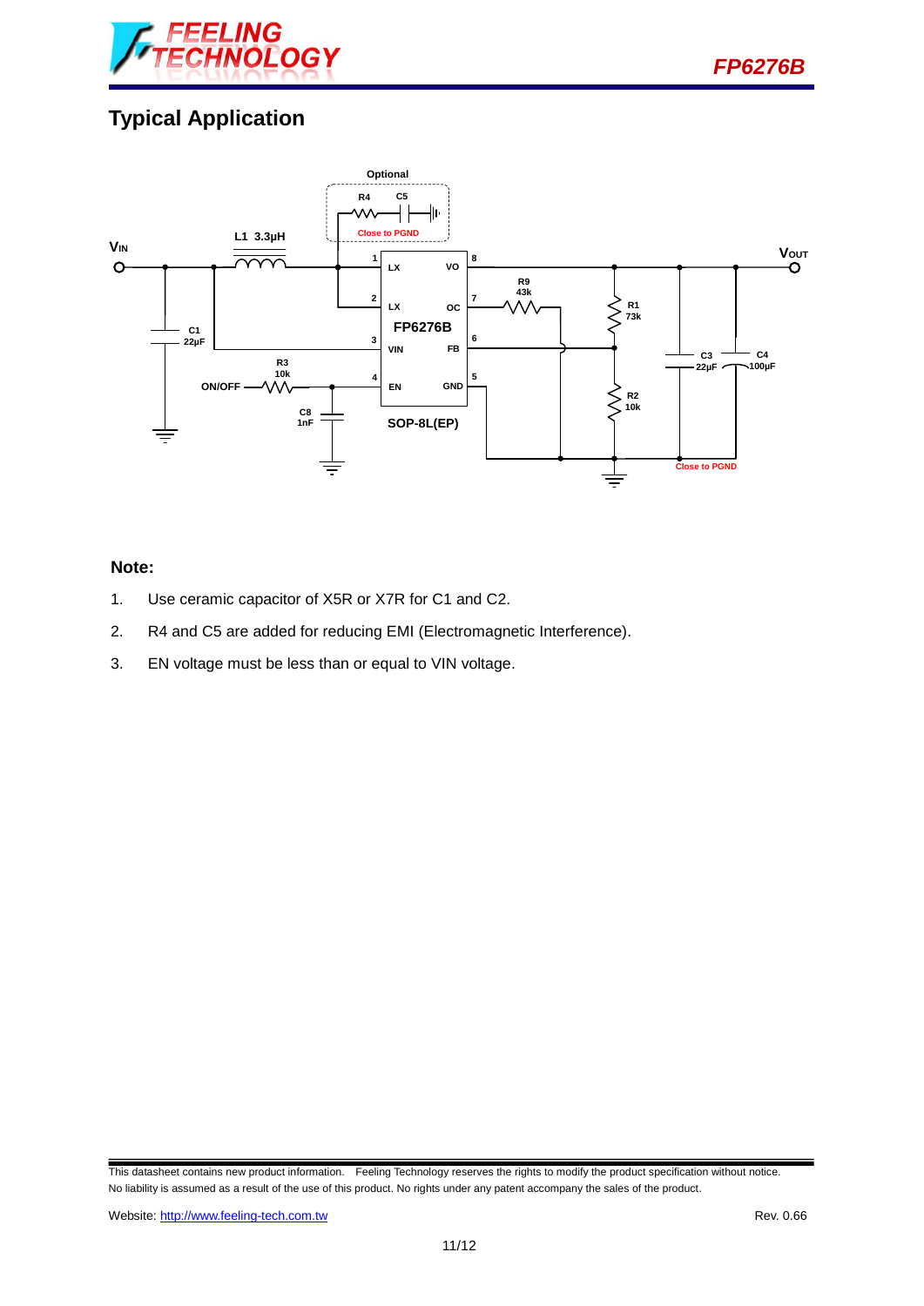## Typical Application

## Note:

1. Use ceramic capacitor of X5R or X7R for C1 and C2.
2. R4 and C5 are added for reducing EMI (Electromagnetic Interference).
3. EN voltage must be less than or equal to VIN voltage.

This datasheet contains new product information. Feeling Technology reserves the rights to modify the product specification without notice. No liability is assumed as a result of the use of this product. No rights under any patent accompany the sales of the product.

Website: http://www.feeling-tech.com.tw

Rev. 0.66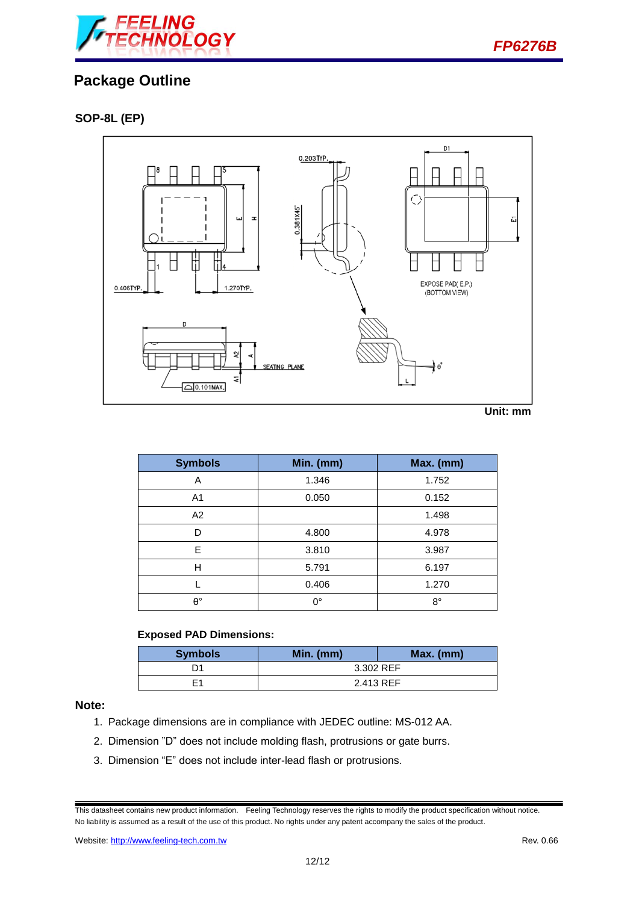## Package Outline

### SOP-8L (EP)

0.203TYP.

D1

0.381X45°

E

H

E1

0.406TYP.

1.270TYP.

EXPOSE PAD( E.P.)
(BOTTOM VIEW)

D

A2

A

SEATING PLANE

A1

0.101MAX.

θ°

L

Unit: mm

| Symbols | Min. (mm) | Max. (mm) |
|---|---|---|
| A | 1.346 | 1.752 |
| A1 | 0.050 | 0.152 |
| A2 | | 1.498 |
| D | 4.800 | 4.978 |
| E | 3.810 | 3.987 |
| H | 5.791 | 6.197 |
| L | 0.406 | 1.270 |
| θ° | 0° | 8° |

**Exposed PAD Dimensions:**

| Symbols | Min. (mm) | Max. (mm) |
|---|---|---|
| D1 | 3.302 REF | |
| E1 | 2.413 REF | |

**Note:**

1. Package dimensions are in compliance with JEDEC outline: MS-012 AA.
2. Dimension "D" does not include molding flash, protrusions or gate burrs.
3. Dimension "E" does not include inter-lead flash or protrusions.

This datasheet contains new product information. Feeling Technology reserves the rights to modify the product specification without notice. No liability is assumed as a result of the use of this product. No rights under any patent accompany the sales of the product.

Website: http://www.feeling-tech.com.tw

Rev. 0.66